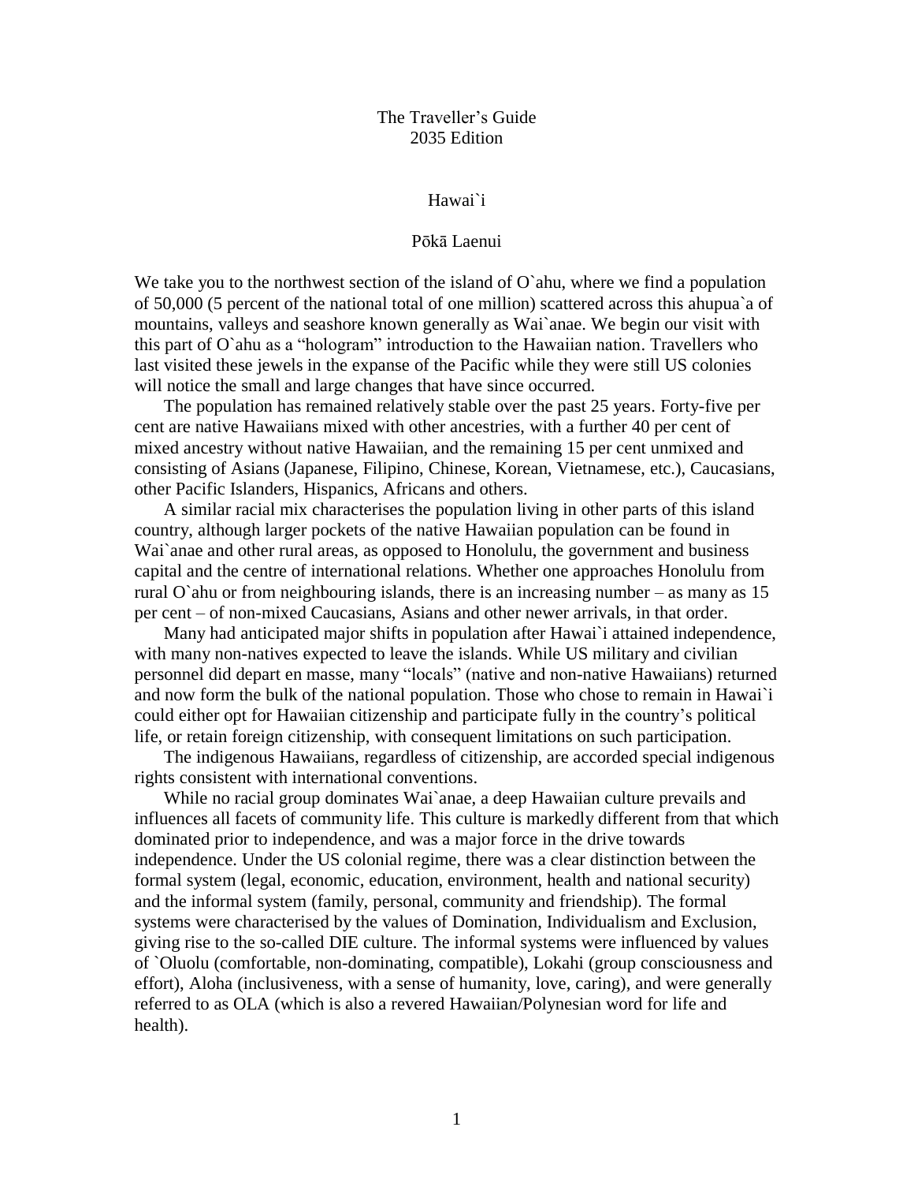# The Traveller's Guide
## 2035 Edition

### Hawai`i

### Pōkā Laenui

We take you to the northwest section of the island of O`ahu, where we find a population of 50,000 (5 percent of the national total of one million) scattered across this ahupua`a of mountains, valleys and seashore known generally as Wai`anae. We begin our visit with this part of O`ahu as a "hologram" introduction to the Hawaiian nation. Travellers who last visited these jewels in the expanse of the Pacific while they were still US colonies will notice the small and large changes that have since occurred.

The population has remained relatively stable over the past 25 years. Forty-five per cent are native Hawaiians mixed with other ancestries, with a further 40 per cent of mixed ancestry without native Hawaiian, and the remaining 15 per cent unmixed and consisting of Asians (Japanese, Filipino, Chinese, Korean, Vietnamese, etc.), Caucasians, other Pacific Islanders, Hispanics, Africans and others.

A similar racial mix characterises the population living in other parts of this island country, although larger pockets of the native Hawaiian population can be found in Wai`anae and other rural areas, as opposed to Honolulu, the government and business capital and the centre of international relations. Whether one approaches Honolulu from rural O`ahu or from neighbouring islands, there is an increasing number – as many as 15 per cent – of non-mixed Caucasians, Asians and other newer arrivals, in that order.

Many had anticipated major shifts in population after Hawai`i attained independence, with many non-natives expected to leave the islands. While US military and civilian personnel did depart en masse, many "locals" (native and non-native Hawaiians) returned and now form the bulk of the national population. Those who chose to remain in Hawai`i could either opt for Hawaiian citizenship and participate fully in the country's political life, or retain foreign citizenship, with consequent limitations on such participation.

The indigenous Hawaiians, regardless of citizenship, are accorded special indigenous rights consistent with international conventions.

While no racial group dominates Wai`anae, a deep Hawaiian culture prevails and influences all facets of community life. This culture is markedly different from that which dominated prior to independence, and was a major force in the drive towards independence. Under the US colonial regime, there was a clear distinction between the formal system (legal, economic, education, environment, health and national security) and the informal system (family, personal, community and friendship). The formal systems were characterised by the values of Domination, Individualism and Exclusion, giving rise to the so-called DIE culture. The informal systems were influenced by values of `Oluolu (comfortable, non-dominating, compatible), Lokahi (group consciousness and effort), Aloha (inclusiveness, with a sense of humanity, love, caring), and were generally referred to as OLA (which is also a revered Hawaiian/Polynesian word for life and health).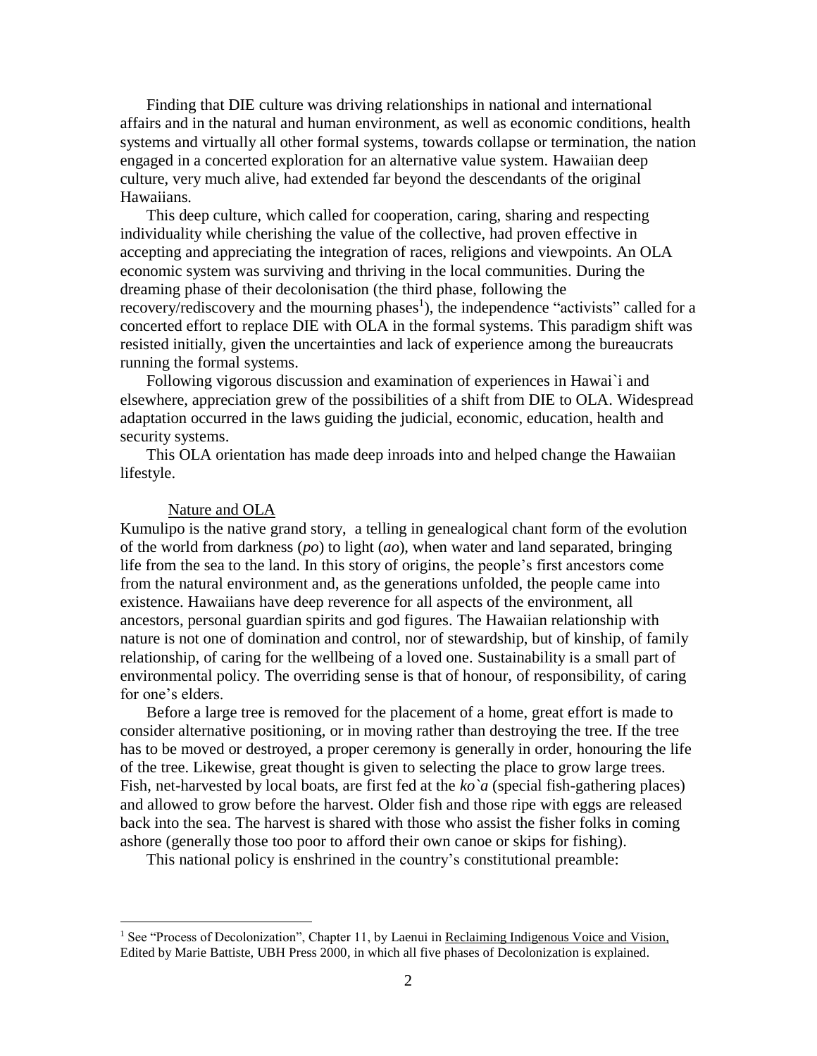Finding that DIE culture was driving relationships in national and international affairs and in the natural and human environment, as well as economic conditions, health systems and virtually all other formal systems, towards collapse or termination, the nation engaged in a concerted exploration for an alternative value system. Hawaiian deep culture, very much alive, had extended far beyond the descendants of the original Hawaiians.

This deep culture, which called for cooperation, caring, sharing and respecting individuality while cherishing the value of the collective, had proven effective in accepting and appreciating the integration of races, religions and viewpoints. An OLA economic system was surviving and thriving in the local communities. During the dreaming phase of their decolonisation (the third phase, following the recovery/rediscovery and the mourning phases[1]), the independence "activists" called for a concerted effort to replace DIE with OLA in the formal systems. This paradigm shift was resisted initially, given the uncertainties and lack of experience among the bureaucrats running the formal systems.

Following vigorous discussion and examination of experiences in Hawai`i and elsewhere, appreciation grew of the possibilities of a shift from DIE to OLA. Widespread adaptation occurred in the laws guiding the judicial, economic, education, health and security systems.

This OLA orientation has made deep inroads into and helped change the Hawaiian lifestyle.

## Nature and OLA

Kumulipo is the native grand story, a telling in genealogical chant form of the evolution of the world from darkness (*po*) to light (*ao*), when water and land separated, bringing life from the sea to the land. In this story of origins, the people's first ancestors come from the natural environment and, as the generations unfolded, the people came into existence. Hawaiians have deep reverence for all aspects of the environment, all ancestors, personal guardian spirits and god figures. The Hawaiian relationship with nature is not one of domination and control, nor of stewardship, but of kinship, of family relationship, of caring for the wellbeing of a loved one. Sustainability is a small part of environmental policy. The overriding sense is that of honour, of responsibility, of caring for one's elders.

Before a large tree is removed for the placement of a home, great effort is made to consider alternative positioning, or in moving rather than destroying the tree. If the tree has to be moved or destroyed, a proper ceremony is generally in order, honouring the life of the tree. Likewise, great thought is given to selecting the place to grow large trees. Fish, net-harvested by local boats, are first fed at the *ko`a* (special fish-gathering places) and allowed to grow before the harvest. Older fish and those ripe with eggs are released back into the sea. The harvest is shared with those who assist the fisher folks in coming ashore (generally those too poor to afford their own canoe or skips for fishing).

This national policy is enshrined in the country's constitutional preamble:

---

[1] See "Process of Decolonization", Chapter 11, by Laenui in Reclaiming Indigenous Voice and Vision, Edited by Marie Battiste, UBH Press 2000, in which all five phases of Decolonization is explained.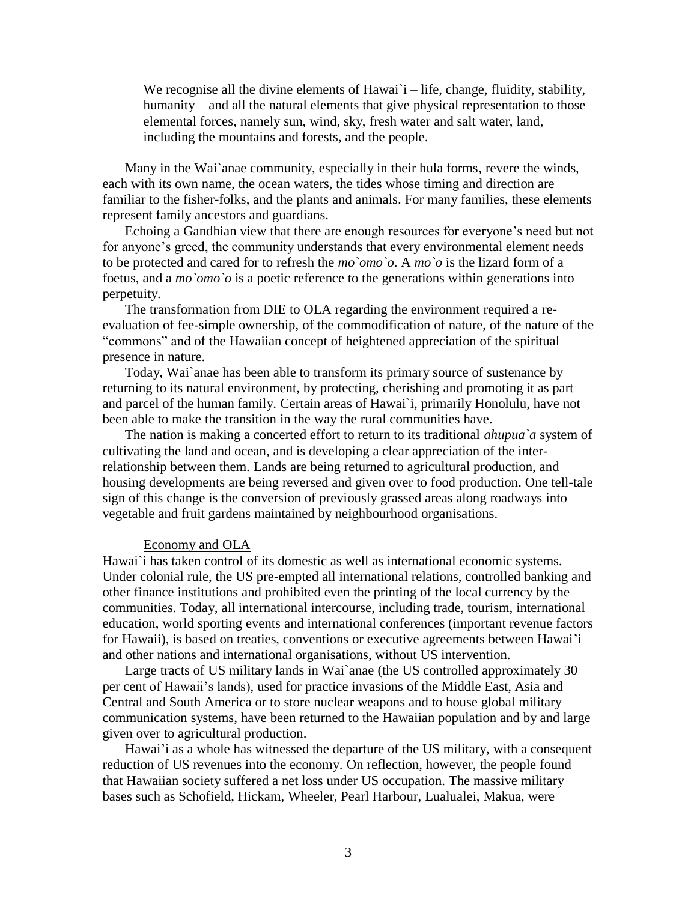> We recognise all the divine elements of Hawai`i – life, change, fluidity, stability, humanity – and all the natural elements that give physical representation to those elemental forces, namely sun, wind, sky, fresh water and salt water, land, including the mountains and forests, and the people.

Many in the Wai`anae community, especially in their hula forms, revere the winds, each with its own name, the ocean waters, the tides whose timing and direction are familiar to the fisher-folks, and the plants and animals. For many families, these elements represent family ancestors and guardians.

Echoing a Gandhian view that there are enough resources for everyone's need but not for anyone's greed, the community understands that every environmental element needs to be protected and cared for to refresh the *mo`omo`o*. A *mo`o* is the lizard form of a foetus, and a *mo`omo`o* is a poetic reference to the generations within generations into perpetuity.

The transformation from DIE to OLA regarding the environment required a re-evaluation of fee-simple ownership, of the commodification of nature, of the nature of the "commons" and of the Hawaiian concept of heightened appreciation of the spiritual presence in nature.

Today, Wai`anae has been able to transform its primary source of sustenance by returning to its natural environment, by protecting, cherishing and promoting it as part and parcel of the human family. Certain areas of Hawai`i, primarily Honolulu, have not been able to make the transition in the way the rural communities have.

The nation is making a concerted effort to return to its traditional *ahupua`a* system of cultivating the land and ocean, and is developing a clear appreciation of the inter-relationship between them. Lands are being returned to agricultural production, and housing developments are being reversed and given over to food production. One tell-tale sign of this change is the conversion of previously grassed areas along roadways into vegetable and fruit gardens maintained by neighbourhood organisations.

### Economy and OLA

Hawai`i has taken control of its domestic as well as international economic systems. Under colonial rule, the US pre-empted all international relations, controlled banking and other finance institutions and prohibited even the printing of the local currency by the communities. Today, all international intercourse, including trade, tourism, international education, world sporting events and international conferences (important revenue factors for Hawaii), is based on treaties, conventions or executive agreements between Hawai'i and other nations and international organisations, without US intervention.

Large tracts of US military lands in Wai`anae (the US controlled approximately 30 per cent of Hawaii's lands), used for practice invasions of the Middle East, Asia and Central and South America or to store nuclear weapons and to house global military communication systems, have been returned to the Hawaiian population and by and large given over to agricultural production.

Hawai'i as a whole has witnessed the departure of the US military, with a consequent reduction of US revenues into the economy. On reflection, however, the people found that Hawaiian society suffered a net loss under US occupation. The massive military bases such as Schofield, Hickam, Wheeler, Pearl Harbour, Lualualei, Makua, were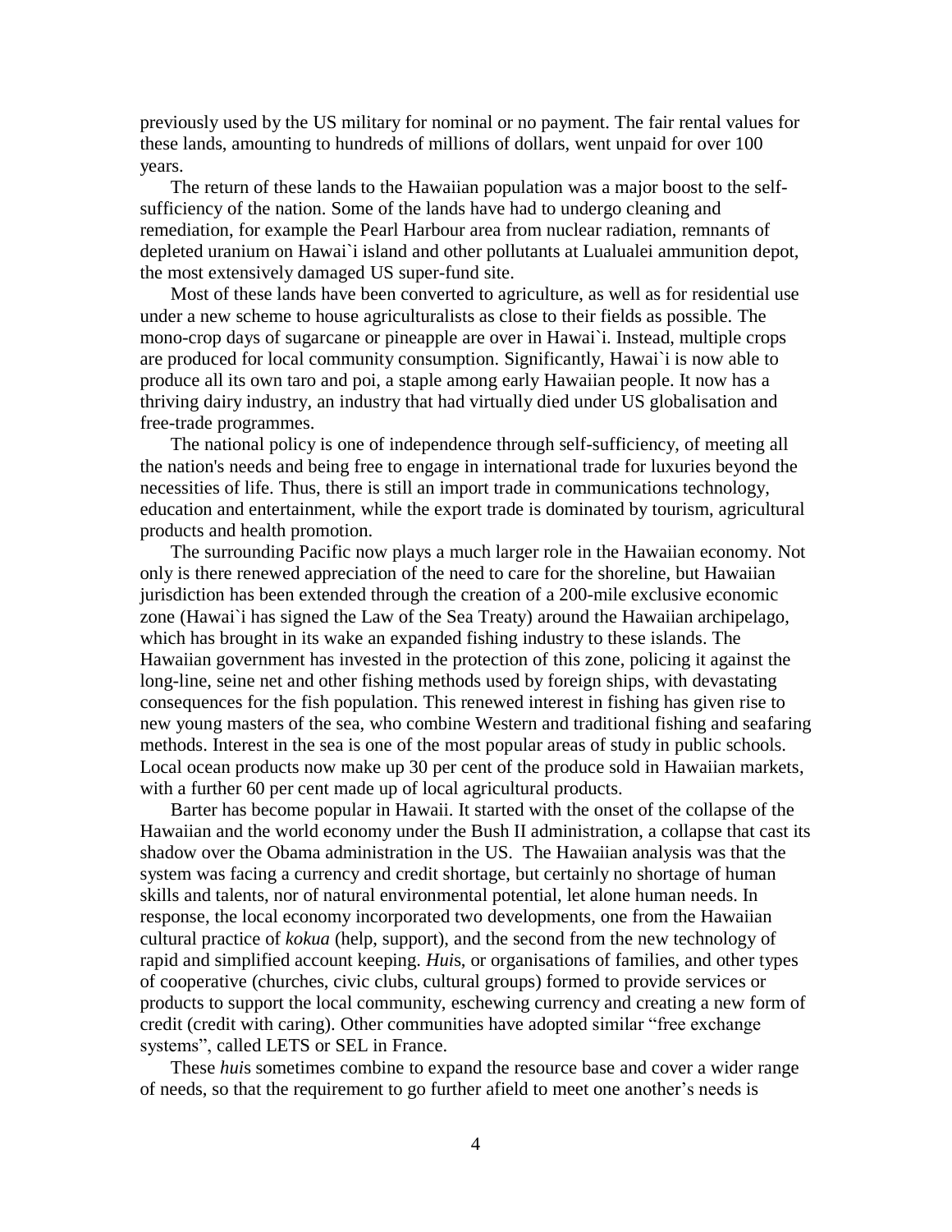previously used by the US military for nominal or no payment. The fair rental values for these lands, amounting to hundreds of millions of dollars, went unpaid for over 100 years.

The return of these lands to the Hawaiian population was a major boost to the self-sufficiency of the nation. Some of the lands have had to undergo cleaning and remediation, for example the Pearl Harbour area from nuclear radiation, remnants of depleted uranium on Hawai`i island and other pollutants at Lualualei ammunition depot, the most extensively damaged US super-fund site.

Most of these lands have been converted to agriculture, as well as for residential use under a new scheme to house agriculturalists as close to their fields as possible. The mono-crop days of sugarcane or pineapple are over in Hawai`i. Instead, multiple crops are produced for local community consumption. Significantly, Hawai`i is now able to produce all its own taro and poi, a staple among early Hawaiian people. It now has a thriving dairy industry, an industry that had virtually died under US globalisation and free-trade programmes.

The national policy is one of independence through self-sufficiency, of meeting all the nation's needs and being free to engage in international trade for luxuries beyond the necessities of life. Thus, there is still an import trade in communications technology, education and entertainment, while the export trade is dominated by tourism, agricultural products and health promotion.

The surrounding Pacific now plays a much larger role in the Hawaiian economy. Not only is there renewed appreciation of the need to care for the shoreline, but Hawaiian jurisdiction has been extended through the creation of a 200-mile exclusive economic zone (Hawai`i has signed the Law of the Sea Treaty) around the Hawaiian archipelago, which has brought in its wake an expanded fishing industry to these islands. The Hawaiian government has invested in the protection of this zone, policing it against the long-line, seine net and other fishing methods used by foreign ships, with devastating consequences for the fish population. This renewed interest in fishing has given rise to new young masters of the sea, who combine Western and traditional fishing and seafaring methods. Interest in the sea is one of the most popular areas of study in public schools. Local ocean products now make up 30 per cent of the produce sold in Hawaiian markets, with a further 60 per cent made up of local agricultural products.

Barter has become popular in Hawaii. It started with the onset of the collapse of the Hawaiian and the world economy under the Bush II administration, a collapse that cast its shadow over the Obama administration in the US. The Hawaiian analysis was that the system was facing a currency and credit shortage, but certainly no shortage of human skills and talents, nor of natural environmental potential, let alone human needs. In response, the local economy incorporated two developments, one from the Hawaiian cultural practice of *kokua* (help, support), and the second from the new technology of rapid and simplified account keeping. *Hui*s, or organisations of families, and other types of cooperative (churches, civic clubs, cultural groups) formed to provide services or products to support the local community, eschewing currency and creating a new form of credit (credit with caring). Other communities have adopted similar "free exchange systems", called LETS or SEL in France.

These *hui*s sometimes combine to expand the resource base and cover a wider range of needs, so that the requirement to go further afield to meet one another's needs is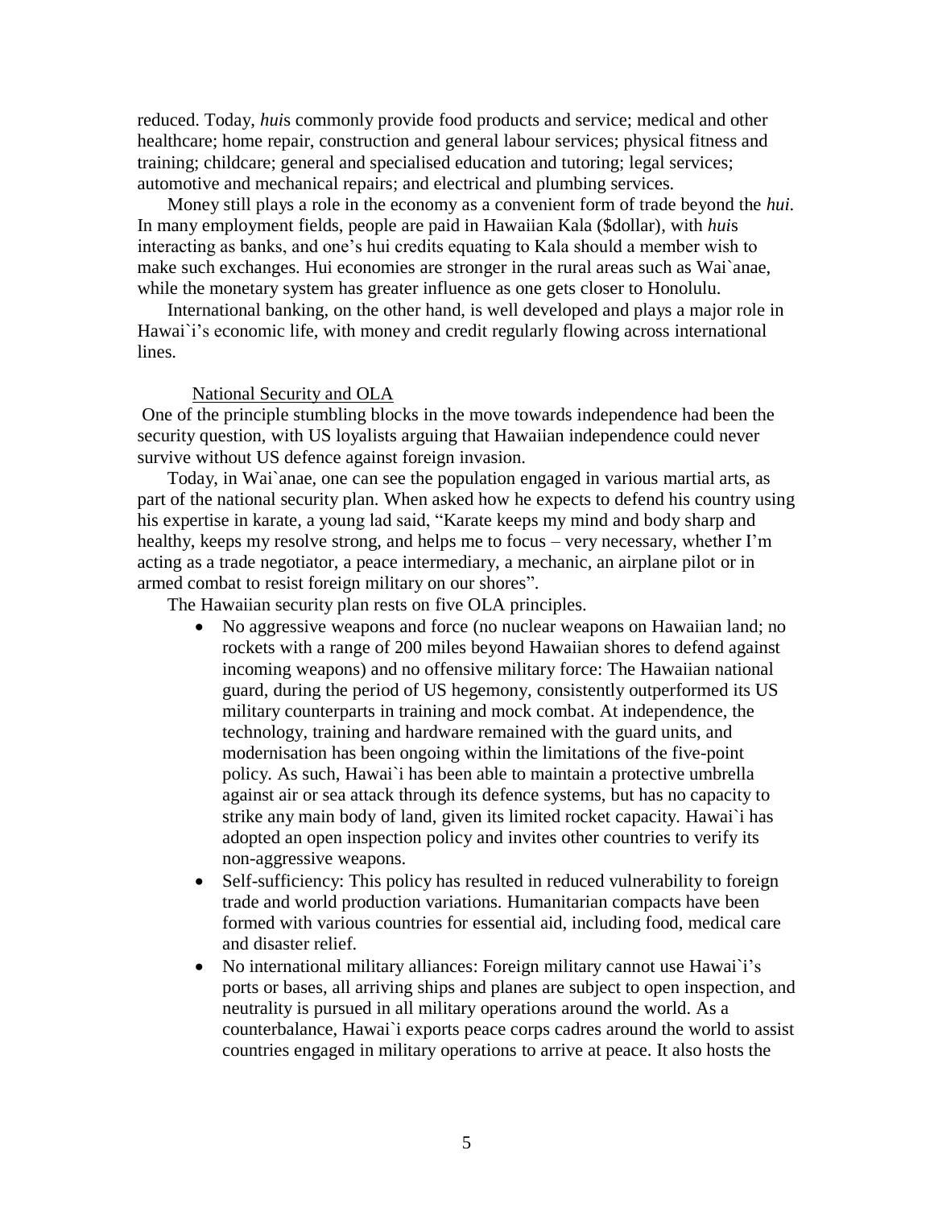reduced. Today, *hui*s commonly provide food products and service; medical and other healthcare; home repair, construction and general labour services; physical fitness and training; childcare; general and specialised education and tutoring; legal services; automotive and mechanical repairs; and electrical and plumbing services.

Money still plays a role in the economy as a convenient form of trade beyond the *hui*. In many employment fields, people are paid in Hawaiian Kala ($dollar), with *hui*s interacting as banks, and one's hui credits equating to Kala should a member wish to make such exchanges. Hui economies are stronger in the rural areas such as Wai`anae, while the monetary system has greater influence as one gets closer to Honolulu.

International banking, on the other hand, is well developed and plays a major role in Hawai`i's economic life, with money and credit regularly flowing across international lines.

## National Security and OLA

One of the principle stumbling blocks in the move towards independence had been the security question, with US loyalists arguing that Hawaiian independence could never survive without US defence against foreign invasion.

Today, in Wai`anae, one can see the population engaged in various martial arts, as part of the national security plan. When asked how he expects to defend his country using his expertise in karate, a young lad said, "Karate keeps my mind and body sharp and healthy, keeps my resolve strong, and helps me to focus – very necessary, whether I'm acting as a trade negotiator, a peace intermediary, a mechanic, an airplane pilot or in armed combat to resist foreign military on our shores".

The Hawaiian security plan rests on five OLA principles.

- No aggressive weapons and force (no nuclear weapons on Hawaiian land; no rockets with a range of 200 miles beyond Hawaiian shores to defend against incoming weapons) and no offensive military force: The Hawaiian national guard, during the period of US hegemony, consistently outperformed its US military counterparts in training and mock combat. At independence, the technology, training and hardware remained with the guard units, and modernisation has been ongoing within the limitations of the five-point policy. As such, Hawai`i has been able to maintain a protective umbrella against air or sea attack through its defence systems, but has no capacity to strike any main body of land, given its limited rocket capacity. Hawai`i has adopted an open inspection policy and invites other countries to verify its non-aggressive weapons.
- Self-sufficiency: This policy has resulted in reduced vulnerability to foreign trade and world production variations. Humanitarian compacts have been formed with various countries for essential aid, including food, medical care and disaster relief.
- No international military alliances: Foreign military cannot use Hawai`i's ports or bases, all arriving ships and planes are subject to open inspection, and neutrality is pursued in all military operations around the world. As a counterbalance, Hawai`i exports peace corps cadres around the world to assist countries engaged in military operations to arrive at peace. It also hosts the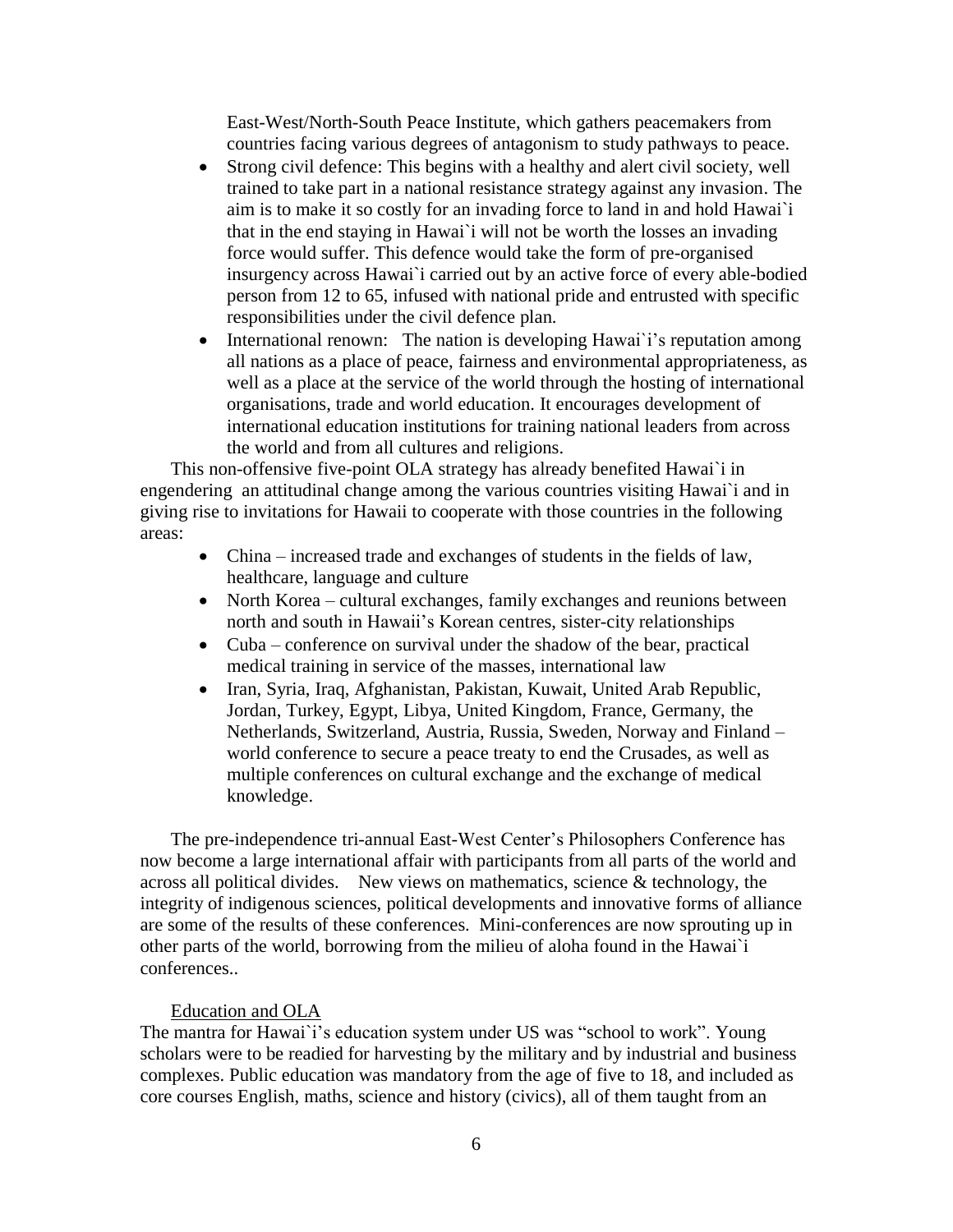East-West/North-South Peace Institute, which gathers peacemakers from countries facing various degrees of antagonism to study pathways to peace.

- Strong civil defence: This begins with a healthy and alert civil society, well trained to take part in a national resistance strategy against any invasion. The aim is to make it so costly for an invading force to land in and hold Hawai`i that in the end staying in Hawai`i will not be worth the losses an invading force would suffer. This defence would take the form of pre-organised insurgency across Hawai`i carried out by an active force of every able-bodied person from 12 to 65, infused with national pride and entrusted with specific responsibilities under the civil defence plan.
- International renown: The nation is developing Hawai`i's reputation among all nations as a place of peace, fairness and environmental appropriateness, as well as a place at the service of the world through the hosting of international organisations, trade and world education. It encourages development of international education institutions for training national leaders from across the world and from all cultures and religions.

This non-offensive five-point OLA strategy has already benefited Hawai`i in engendering an attitudinal change among the various countries visiting Hawai`i and in giving rise to invitations for Hawaii to cooperate with those countries in the following areas:

- China – increased trade and exchanges of students in the fields of law, healthcare, language and culture
- North Korea – cultural exchanges, family exchanges and reunions between north and south in Hawaii's Korean centres, sister-city relationships
- Cuba – conference on survival under the shadow of the bear, practical medical training in service of the masses, international law
- Iran, Syria, Iraq, Afghanistan, Pakistan, Kuwait, United Arab Republic, Jordan, Turkey, Egypt, Libya, United Kingdom, France, Germany, the Netherlands, Switzerland, Austria, Russia, Sweden, Norway and Finland – world conference to secure a peace treaty to end the Crusades, as well as multiple conferences on cultural exchange and the exchange of medical knowledge.

The pre-independence tri-annual East-West Center's Philosophers Conference has now become a large international affair with participants from all parts of the world and across all political divides. New views on mathematics, science & technology, the integrity of indigenous sciences, political developments and innovative forms of alliance are some of the results of these conferences. Mini-conferences are now sprouting up in other parts of the world, borrowing from the milieu of aloha found in the Hawai`i conferences..

Education and OLA

The mantra for Hawai`i's education system under US was "school to work". Young scholars were to be readied for harvesting by the military and by industrial and business complexes. Public education was mandatory from the age of five to 18, and included as core courses English, maths, science and history (civics), all of them taught from an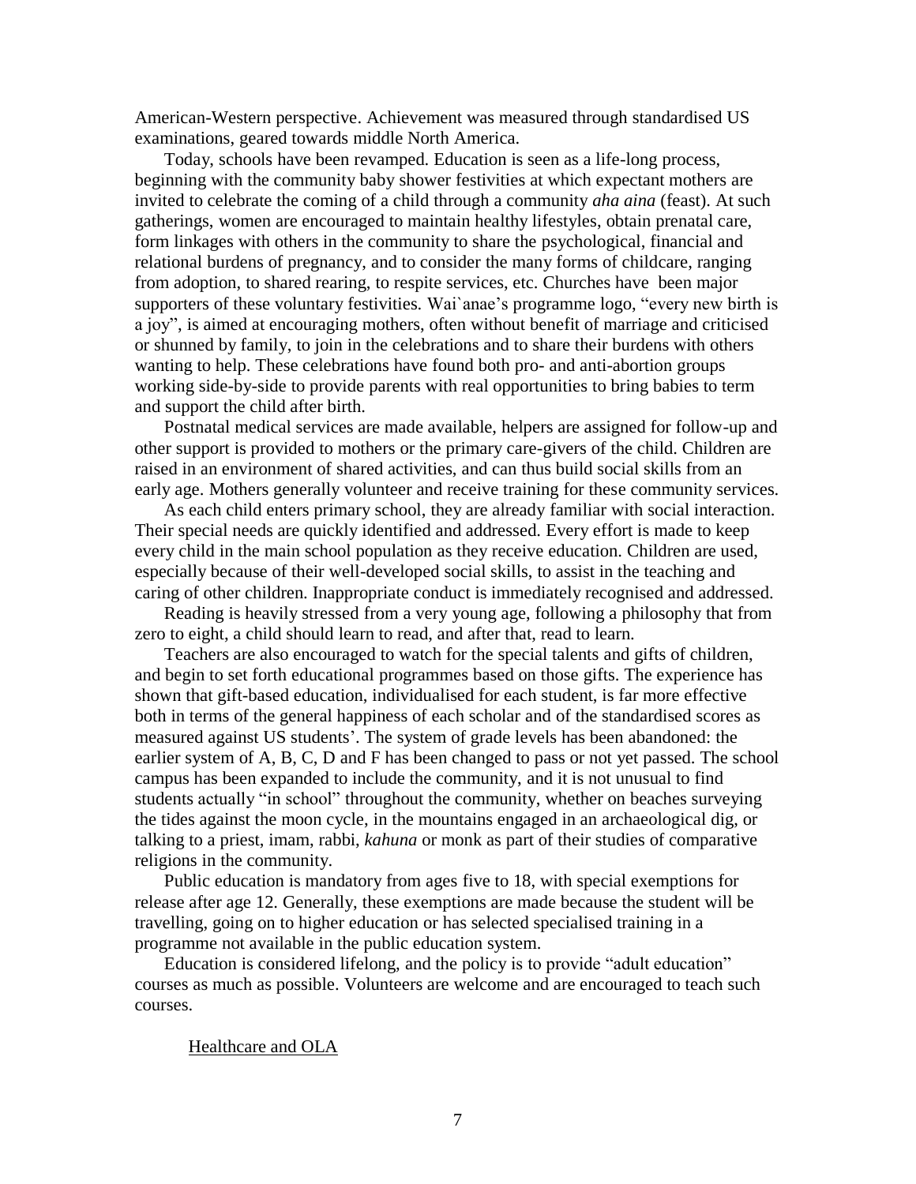American-Western perspective. Achievement was measured through standardised US examinations, geared towards middle North America.

Today, schools have been revamped. Education is seen as a life-long process, beginning with the community baby shower festivities at which expectant mothers are invited to celebrate the coming of a child through a community *aha aina* (feast). At such gatherings, women are encouraged to maintain healthy lifestyles, obtain prenatal care, form linkages with others in the community to share the psychological, financial and relational burdens of pregnancy, and to consider the many forms of childcare, ranging from adoption, to shared rearing, to respite services, etc. Churches have been major supporters of these voluntary festivities. Wai`anae's programme logo, "every new birth is a joy", is aimed at encouraging mothers, often without benefit of marriage and criticised or shunned by family, to join in the celebrations and to share their burdens with others wanting to help. These celebrations have found both pro- and anti-abortion groups working side-by-side to provide parents with real opportunities to bring babies to term and support the child after birth.

Postnatal medical services are made available, helpers are assigned for follow-up and other support is provided to mothers or the primary care-givers of the child. Children are raised in an environment of shared activities, and can thus build social skills from an early age. Mothers generally volunteer and receive training for these community services.

As each child enters primary school, they are already familiar with social interaction. Their special needs are quickly identified and addressed. Every effort is made to keep every child in the main school population as they receive education. Children are used, especially because of their well-developed social skills, to assist in the teaching and caring of other children. Inappropriate conduct is immediately recognised and addressed.

Reading is heavily stressed from a very young age, following a philosophy that from zero to eight, a child should learn to read, and after that, read to learn.

Teachers are also encouraged to watch for the special talents and gifts of children, and begin to set forth educational programmes based on those gifts. The experience has shown that gift-based education, individualised for each student, is far more effective both in terms of the general happiness of each scholar and of the standardised scores as measured against US students'. The system of grade levels has been abandoned: the earlier system of A, B, C, D and F has been changed to pass or not yet passed. The school campus has been expanded to include the community, and it is not unusual to find students actually "in school" throughout the community, whether on beaches surveying the tides against the moon cycle, in the mountains engaged in an archaeological dig, or talking to a priest, imam, rabbi, *kahuna* or monk as part of their studies of comparative religions in the community.

Public education is mandatory from ages five to 18, with special exemptions for release after age 12. Generally, these exemptions are made because the student will be travelling, going on to higher education or has selected specialised training in a programme not available in the public education system.

Education is considered lifelong, and the policy is to provide "adult education" courses as much as possible. Volunteers are welcome and are encouraged to teach such courses.

## Healthcare and OLA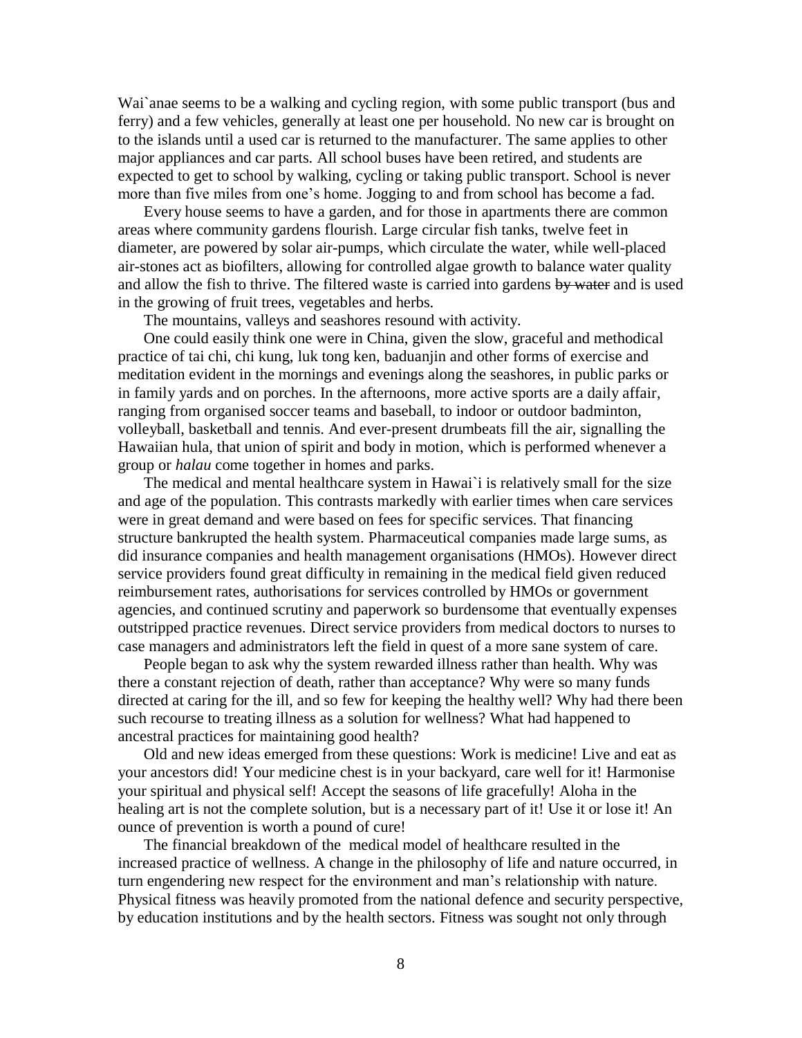Wai`anae seems to be a walking and cycling region, with some public transport (bus and ferry) and a few vehicles, generally at least one per household. No new car is brought on to the islands until a used car is returned to the manufacturer. The same applies to other major appliances and car parts. All school buses have been retired, and students are expected to get to school by walking, cycling or taking public transport. School is never more than five miles from one's home. Jogging to and from school has become a fad.

Every house seems to have a garden, and for those in apartments there are common areas where community gardens flourish. Large circular fish tanks, twelve feet in diameter, are powered by solar air-pumps, which circulate the water, while well-placed air-stones act as biofilters, allowing for controlled algae growth to balance water quality and allow the fish to thrive. The filtered waste is carried into gardens ~~by water~~ and is used in the growing of fruit trees, vegetables and herbs.

The mountains, valleys and seashores resound with activity.

One could easily think one were in China, given the slow, graceful and methodical practice of tai chi, chi kung, luk tong ken, baduanjin and other forms of exercise and meditation evident in the mornings and evenings along the seashores, in public parks or in family yards and on porches. In the afternoons, more active sports are a daily affair, ranging from organised soccer teams and baseball, to indoor or outdoor badminton, volleyball, basketball and tennis. And ever-present drumbeats fill the air, signalling the Hawaiian hula, that union of spirit and body in motion, which is performed whenever a group or *halau* come together in homes and parks.

The medical and mental healthcare system in Hawai`i is relatively small for the size and age of the population. This contrasts markedly with earlier times when care services were in great demand and were based on fees for specific services. That financing structure bankrupted the health system. Pharmaceutical companies made large sums, as did insurance companies and health management organisations (HMOs). However direct service providers found great difficulty in remaining in the medical field given reduced reimbursement rates, authorisations for services controlled by HMOs or government agencies, and continued scrutiny and paperwork so burdensome that eventually expenses outstripped practice revenues. Direct service providers from medical doctors to nurses to case managers and administrators left the field in quest of a more sane system of care.

People began to ask why the system rewarded illness rather than health. Why was there a constant rejection of death, rather than acceptance? Why were so many funds directed at caring for the ill, and so few for keeping the healthy well? Why had there been such recourse to treating illness as a solution for wellness? What had happened to ancestral practices for maintaining good health?

Old and new ideas emerged from these questions: Work is medicine! Live and eat as your ancestors did! Your medicine chest is in your backyard, care well for it! Harmonise your spiritual and physical self! Accept the seasons of life gracefully! Aloha in the healing art is not the complete solution, but is a necessary part of it! Use it or lose it! An ounce of prevention is worth a pound of cure!

The financial breakdown of the medical model of healthcare resulted in the increased practice of wellness. A change in the philosophy of life and nature occurred, in turn engendering new respect for the environment and man's relationship with nature. Physical fitness was heavily promoted from the national defence and security perspective, by education institutions and by the health sectors. Fitness was sought not only through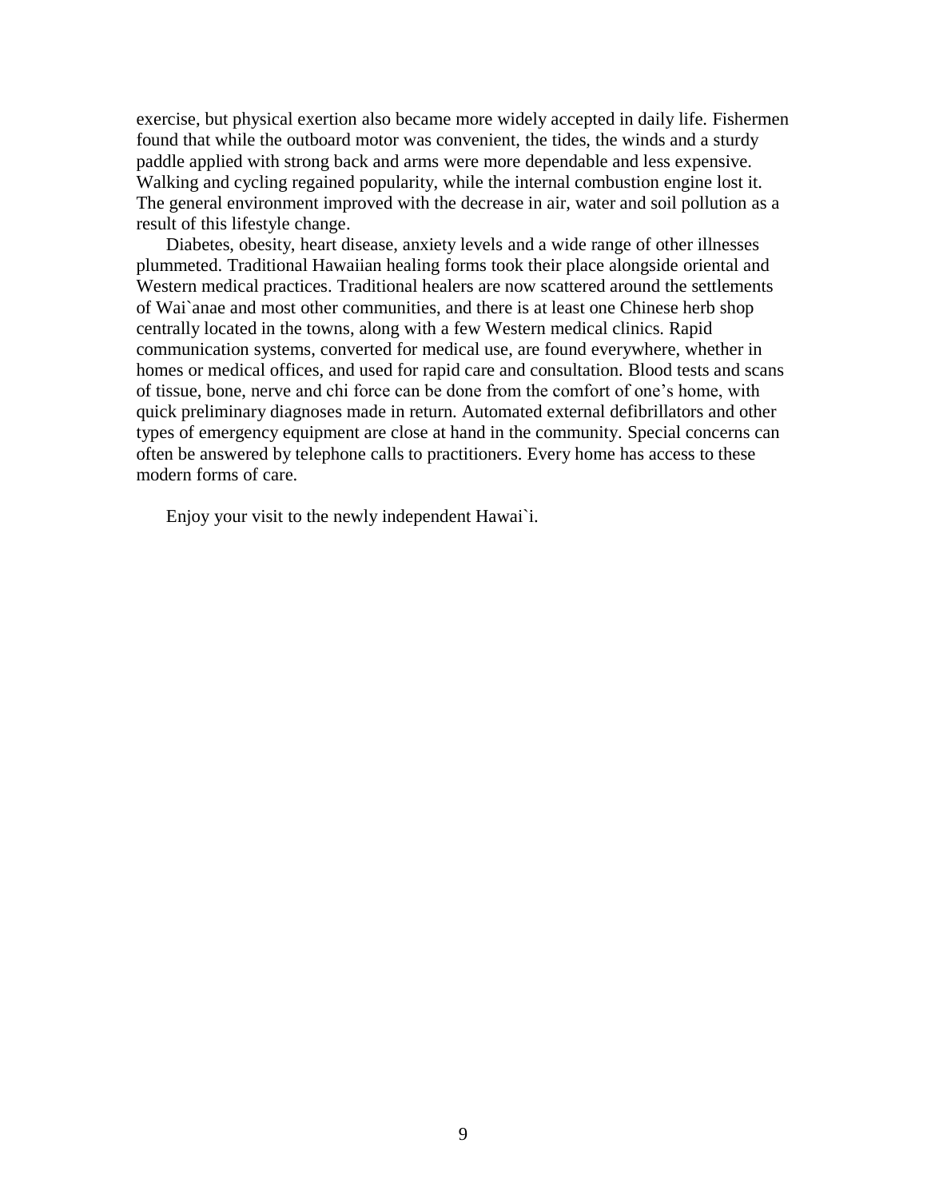exercise, but physical exertion also became more widely accepted in daily life. Fishermen found that while the outboard motor was convenient, the tides, the winds and a sturdy paddle applied with strong back and arms were more dependable and less expensive. Walking and cycling regained popularity, while the internal combustion engine lost it. The general environment improved with the decrease in air, water and soil pollution as a result of this lifestyle change.

Diabetes, obesity, heart disease, anxiety levels and a wide range of other illnesses plummeted. Traditional Hawaiian healing forms took their place alongside oriental and Western medical practices. Traditional healers are now scattered around the settlements of Wai`anae and most other communities, and there is at least one Chinese herb shop centrally located in the towns, along with a few Western medical clinics. Rapid communication systems, converted for medical use, are found everywhere, whether in homes or medical offices, and used for rapid care and consultation. Blood tests and scans of tissue, bone, nerve and chi force can be done from the comfort of one's home, with quick preliminary diagnoses made in return. Automated external defibrillators and other types of emergency equipment are close at hand in the community. Special concerns can often be answered by telephone calls to practitioners. Every home has access to these modern forms of care.

Enjoy your visit to the newly independent Hawai`i.